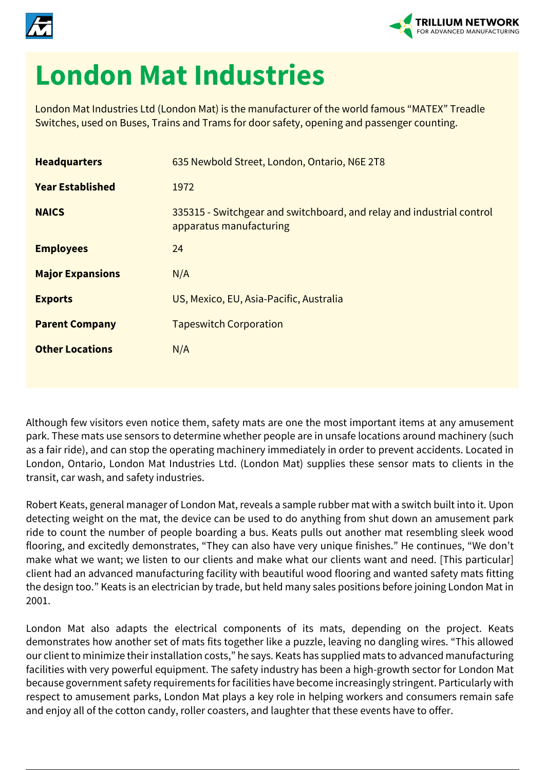# London Mat Industries

London Mat Industries Ltd (London Mat) is the manufacturer of the world famous "MATEX" Treadle Switches, used on Buses, Trains and Trams for door safety, opening and passenger counting.

| | |
|---|---|
| **Headquarters** | 635 Newbold Street, London, Ontario, N6E 2T8 |
| **Year Established** | 1972 |
| **NAICS** | 335315 - Switchgear and switchboard, and relay and industrial control apparatus manufacturing |
| **Employees** | 24 |
| **Major Expansions** | N/A |
| **Exports** | US, Mexico, EU, Asia-Pacific, Australia |
| **Parent Company** | Tapeswitch Corporation |
| **Other Locations** | N/A |

Although few visitors even notice them, safety mats are one the most important items at any amusement park. These mats use sensors to determine whether people are in unsafe locations around machinery (such as a fair ride), and can stop the operating machinery immediately in order to prevent accidents. Located in London, Ontario, London Mat Industries Ltd. (London Mat) supplies these sensor mats to clients in the transit, car wash, and safety industries.

Robert Keats, general manager of London Mat, reveals a sample rubber mat with a switch built into it. Upon detecting weight on the mat, the device can be used to do anything from shut down an amusement park ride to count the number of people boarding a bus. Keats pulls out another mat resembling sleek wood flooring, and excitedly demonstrates, "They can also have very unique finishes." He continues, "We don't make what we want; we listen to our clients and make what our clients want and need. [This particular] client had an advanced manufacturing facility with beautiful wood flooring and wanted safety mats fitting the design too." Keats is an electrician by trade, but held many sales positions before joining London Mat in 2001.

London Mat also adapts the electrical components of its mats, depending on the project. Keats demonstrates how another set of mats fits together like a puzzle, leaving no dangling wires. "This allowed our client to minimize their installation costs," he says. Keats has supplied mats to advanced manufacturing facilities with very powerful equipment. The safety industry has been a high-growth sector for London Mat because government safety requirements for facilities have become increasingly stringent. Particularly with respect to amusement parks, London Mat plays a key role in helping workers and consumers remain safe and enjoy all of the cotton candy, roller coasters, and laughter that these events have to offer.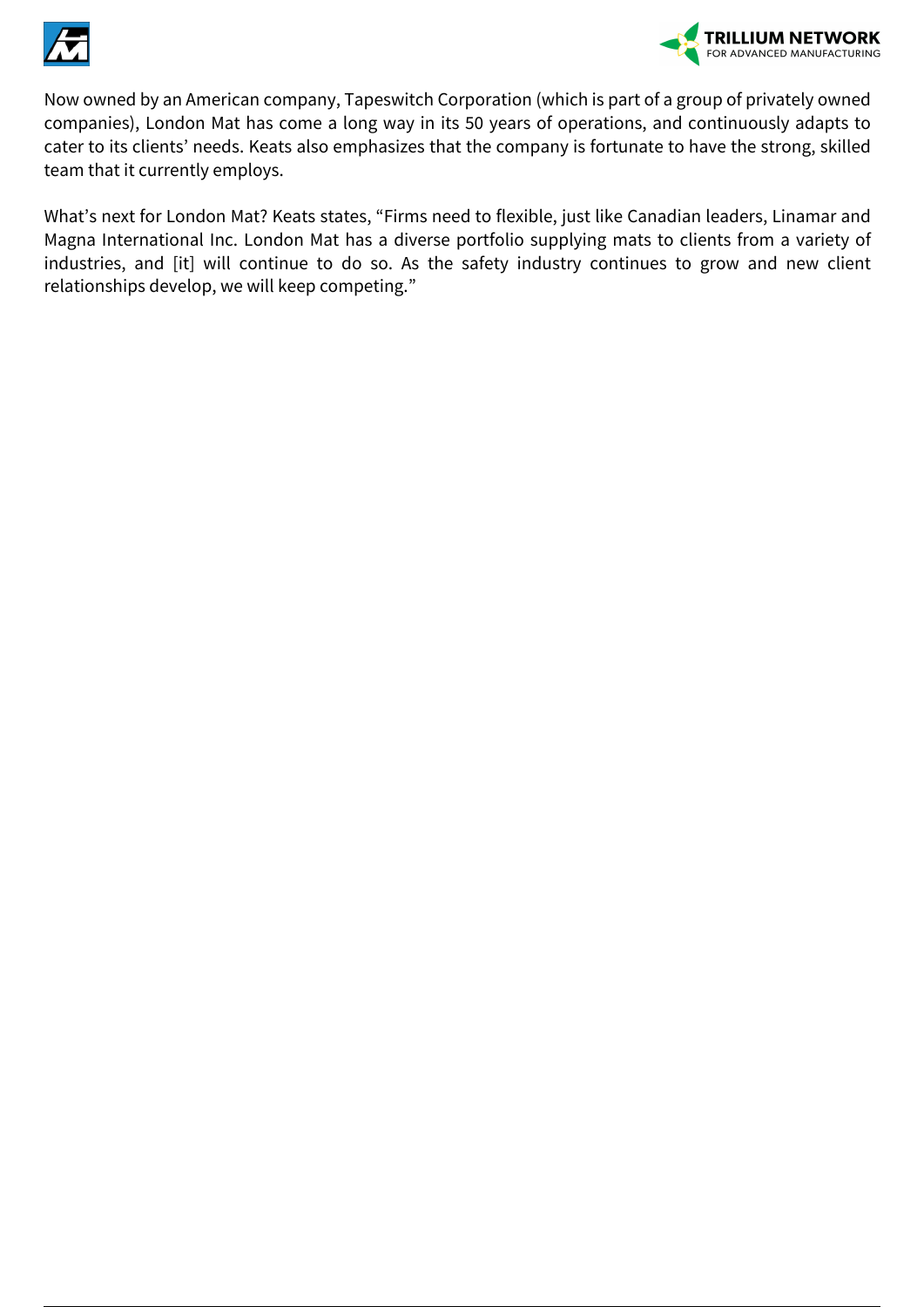Now owned by an American company, Tapeswitch Corporation (which is part of a group of privately owned companies), London Mat has come a long way in its 50 years of operations, and continuously adapts to cater to its clients' needs. Keats also emphasizes that the company is fortunate to have the strong, skilled team that it currently employs.

What's next for London Mat? Keats states, "Firms need to flexible, just like Canadian leaders, Linamar and Magna International Inc. London Mat has a diverse portfolio supplying mats to clients from a variety of industries, and [it] will continue to do so. As the safety industry continues to grow and new client relationships develop, we will keep competing."